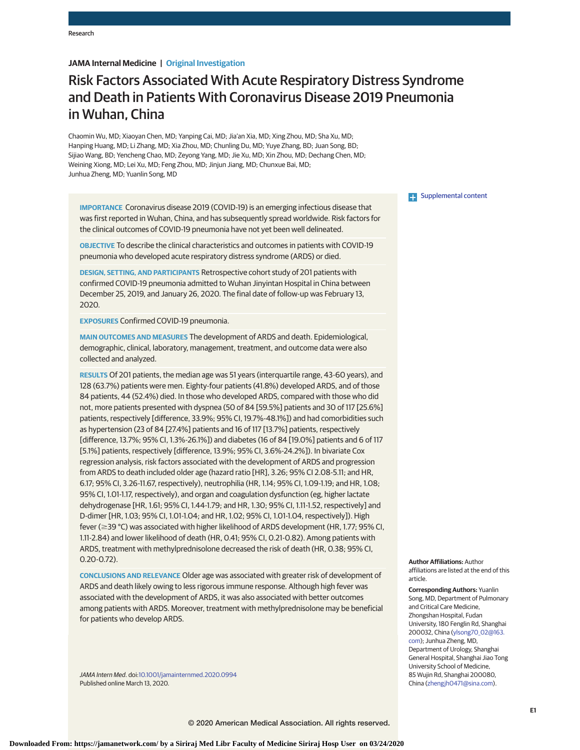JAMA Internal Medicine | Original Investigation

# Risk Factors Associated With Acute Respiratory Distress Syndrome and Death in Patients With Coronavirus Disease 2019 Pneumonia in Wuhan, China

Chaomin Wu, MD; Xiaoyan Chen, MD; Yanping Cai, MD; Jia'an Xia, MD; Xing Zhou, MD; Sha Xu, MD; Hanping Huang, MD; Li Zhang, MD; Xia Zhou, MD; Chunling Du, MD; Yuye Zhang, BD; Juan Song, BD; Sijiao Wang, BD; Yencheng Chao, MD; Zeyong Yang, MD; Jie Xu, MD; Xin Zhou, MD; Dechang Chen, MD; Weining Xiong, MD; Lei Xu, MD; Feng Zhou, MD; Jinjun Jiang, MD; Chunxue Bai, MD; Junhua Zheng, MD; Yuanlin Song, MD

**IMPORTANCE** Coronavirus disease 2019 (COVID-19) is an emerging infectious disease that was first reported in Wuhan, China, and has subsequently spread worldwide. Risk factors for the clinical outcomes of COVID-19 pneumonia have not yet been well delineated.

**OBJECTIVE** To describe the clinical characteristics and outcomes in patients with COVID-19 pneumonia who developed acute respiratory distress syndrome (ARDS) or died.

**DESIGN, SETTING, AND PARTICIPANTS** Retrospective cohort study of 201 patients with confirmed COVID-19 pneumonia admitted to Wuhan Jinyintan Hospital in China between December 25, 2019, and January 26, 2020. The final date of follow-up was February 13, 2020.

**EXPOSURES** Confirmed COVID-19 pneumonia.

**MAIN OUTCOMES AND MEASURES** The development of ARDS and death. Epidemiological, demographic, clinical, laboratory, management, treatment, and outcome data were also collected and analyzed.

**RESULTS** Of 201 patients, the median age was 51 years (interquartile range, 43-60 years), and 128 (63.7%) patients were men. Eighty-four patients (41.8%) developed ARDS, and of those 84 patients, 44 (52.4%) died. In those who developed ARDS, compared with those who did not, more patients presented with dyspnea (50 of 84 [59.5%] patients and 30 of 117 [25.6%] patients, respectively [difference, 33.9%; 95% CI, 19.7%-48.1%]) and had comorbidities such as hypertension (23 of 84 [27.4%] patients and 16 of 117 [13.7%] patients, respectively [difference, 13.7%; 95% CI, 1.3%-26.1%]) and diabetes (16 of 84 [19.0%] patients and 6 of 117 [5.1%] patients, respectively [difference, 13.9%; 95% CI, 3.6%-24.2%]). In bivariate Cox regression analysis, risk factors associated with the development of ARDS and progression from ARDS to death included older age (hazard ratio [HR], 3.26; 95% CI 2.08-5.11; and HR, 6.17; 95% CI, 3.26-11.67, respectively), neutrophilia (HR, 1.14; 95% CI, 1.09-1.19; and HR, 1.08; 95% CI, 1.01-1.17, respectively), and organ and coagulation dysfunction (eg, higher lactate dehydrogenase [HR, 1.61; 95% CI, 1.44-1.79; and HR, 1.30; 95% CI, 1.11-1.52, respectively] and D-dimer [HR, 1.03; 95% CI, 1.01-1.04; and HR, 1.02; 95% CI, 1.01-1.04, respectively]). High fever (≥39 °C) was associated with higher likelihood of ARDS development (HR, 1.77; 95% CI, 1.11-2.84) and lower likelihood of death (HR, 0.41; 95% CI, 0.21-0.82). Among patients with ARDS, treatment with methylprednisolone decreased the risk of death (HR, 0.38; 95% CI, 0.20-0.72).

**CONCLUSIONS AND RELEVANCE** Older age was associated with greater risk of development of ARDS and death likely owing to less rigorous immune response. Although high fever was associated with the development of ARDS, it was also associated with better outcomes among patients with ARDS. Moreover, treatment with methylprednisolone may be beneficial for patients who develop ARDS.

*JAMA Intern Med.* doi:10.1001/jamainternmed.2020.0994
Published online March 13, 2020.

Supplemental content

**Author Affiliations:** Author affiliations are listed at the end of this article.

**Corresponding Authors:** Yuanlin Song, MD, Department of Pulmonary and Critical Care Medicine, Zhongshan Hospital, Fudan University, 180 Fenglin Rd, Shanghai 200032, China (ylsong70_02@163.com); Junhua Zheng, MD, Department of Urology, Shanghai General Hospital, Shanghai Jiao Tong University School of Medicine, 85 Wujin Rd, Shanghai 200080, China (zhengjh0471@sina.com).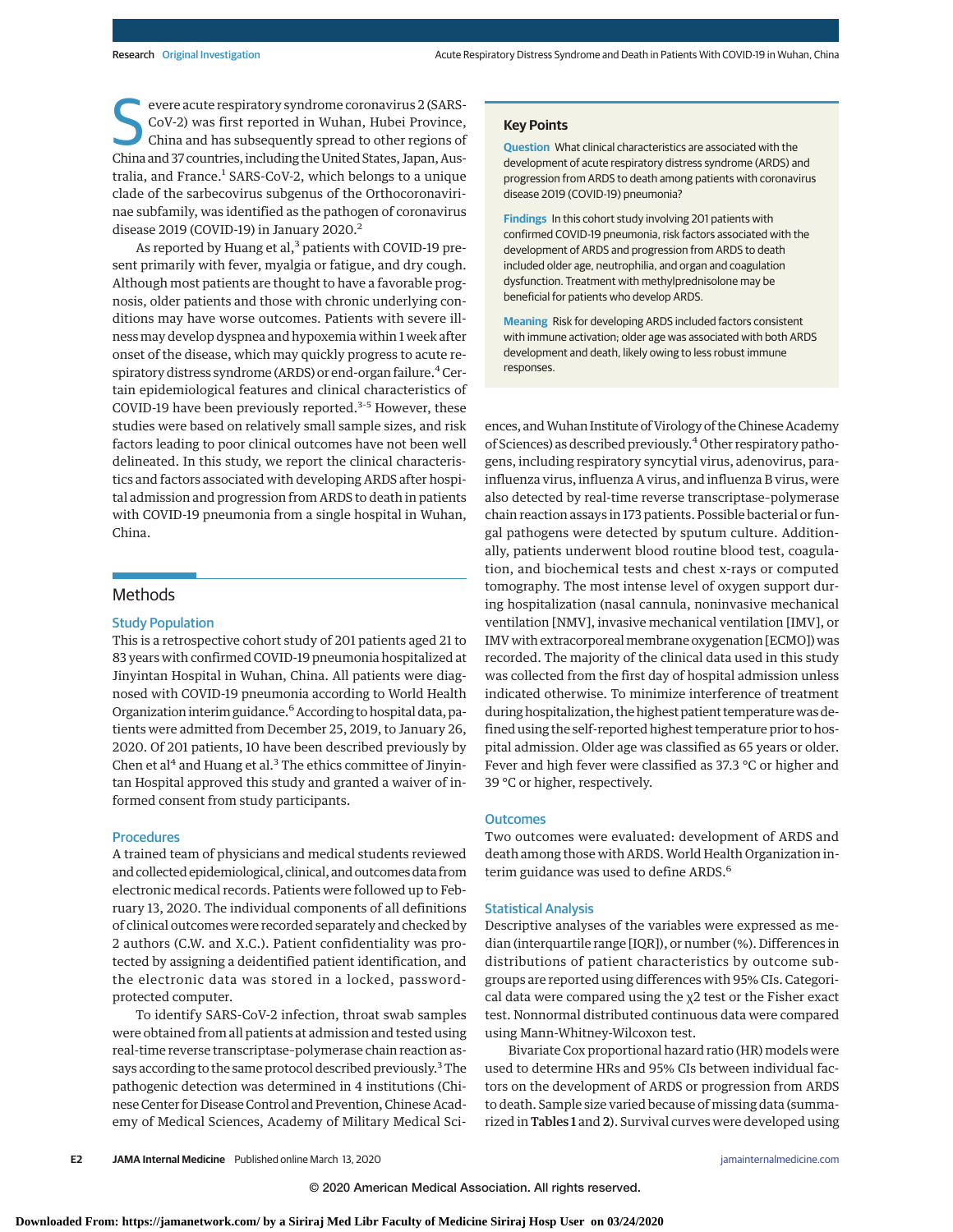Severe acute respiratory syndrome coronavirus 2 (SARS-CoV-2) was first reported in Wuhan, Hubei Province, China and has subsequently spread to other regions of China and 37 countries, including the United States, Japan, Australia, and France.[1] SARS-CoV-2, which belongs to a unique clade of the sarbecovirus subgenus of the Orthocoronavirinae subfamily, was identified as the pathogen of coronavirus disease 2019 (COVID-19) in January 2020.[2]

As reported by Huang et al,[3] patients with COVID-19 present primarily with fever, myalgia or fatigue, and dry cough. Although most patients are thought to have a favorable prognosis, older patients and those with chronic underlying conditions may have worse outcomes. Patients with severe illness may develop dyspnea and hypoxemia within 1 week after onset of the disease, which may quickly progress to acute respiratory distress syndrome (ARDS) or end-organ failure.[4] Certain epidemiological features and clinical characteristics of COVID-19 have been previously reported.[3-5] However, these studies were based on relatively small sample sizes, and risk factors leading to poor clinical outcomes have not been well delineated. In this study, we report the clinical characteristics and factors associated with developing ARDS after hospital admission and progression from ARDS to death in patients with COVID-19 pneumonia from a single hospital in Wuhan, China.

> **Key Points**
>
> **Question** What clinical characteristics are associated with the development of acute respiratory distress syndrome (ARDS) and progression from ARDS to death among patients with coronavirus disease 2019 (COVID-19) pneumonia?
>
> **Findings** In this cohort study involving 201 patients with confirmed COVID-19 pneumonia, risk factors associated with the development of ARDS and progression from ARDS to death included older age, neutrophilia, and organ and coagulation dysfunction. Treatment with methylprednisolone may be beneficial for patients who develop ARDS.
>
> **Meaning** Risk for developing ARDS included factors consistent with immune activation; older age was associated with both ARDS development and death, likely owing to less robust immune responses.

## Methods

### Study Population

This is a retrospective cohort study of 201 patients aged 21 to 83 years with confirmed COVID-19 pneumonia hospitalized at Jinyintan Hospital in Wuhan, China. All patients were diagnosed with COVID-19 pneumonia according to World Health Organization interim guidance.[6] According to hospital data, patients were admitted from December 25, 2019, to January 26, 2020. Of 201 patients, 10 have been described previously by Chen et al[4] and Huang et al.[3] The ethics committee of Jinyintan Hospital approved this study and granted a waiver of informed consent from study participants.

### Procedures

A trained team of physicians and medical students reviewed and collected epidemiological, clinical, and outcomes data from electronic medical records. Patients were followed up to February 13, 2020. The individual components of all definitions of clinical outcomes were recorded separately and checked by 2 authors (C.W. and X.C.). Patient confidentiality was protected by assigning a deidentified patient identification, and the electronic data was stored in a locked, password-protected computer.

To identify SARS-CoV-2 infection, throat swab samples were obtained from all patients at admission and tested using real-time reverse transcriptase–polymerase chain reaction assays according to the same protocol described previously.[3] The pathogenic detection was determined in 4 institutions (Chinese Center for Disease Control and Prevention, Chinese Academy of Medical Sciences, Academy of Military Medical Sciences, and Wuhan Institute of Virology of the Chinese Academy of Sciences) as described previously.[4] Other respiratory pathogens, including respiratory syncytial virus, adenovirus, parainfluenza virus, influenza A virus, and influenza B virus, were also detected by real-time reverse transcriptase–polymerase chain reaction assays in 173 patients. Possible bacterial or fungal pathogens were detected by sputum culture. Additionally, patients underwent blood routine blood test, coagulation, and biochemical tests and chest x-rays or computed tomography. The most intense level of oxygen support during hospitalization (nasal cannula, noninvasive mechanical ventilation [NMV], invasive mechanical ventilation [IMV], or IMV with extracorporeal membrane oxygenation [ECMO]) was recorded. The majority of the clinical data used in this study was collected from the first day of hospital admission unless indicated otherwise. To minimize interference of treatment during hospitalization, the highest patient temperature was defined using the self-reported highest temperature prior to hospital admission. Older age was classified as 65 years or older. Fever and high fever were classified as 37.3 °C or higher and 39 °C or higher, respectively.

### Outcomes

Two outcomes were evaluated: development of ARDS and death among those with ARDS. World Health Organization interim guidance was used to define ARDS.[6]

### Statistical Analysis

Descriptive analyses of the variables were expressed as median (interquartile range [IQR]), or number (%). Differences in distributions of patient characteristics by outcome subgroups are reported using differences with 95% CIs. Categorical data were compared using the $\chi^2$ test or the Fisher exact test. Nonnormal distributed continuous data were compared using Mann-Whitney-Wilcoxon test.

Bivariate Cox proportional hazard ratio (HR) models were used to determine HRs and 95% CIs between individual factors on the development of ARDS or progression from ARDS to death. Sample size varied because of missing data (summarized in **Tables 1** and **2**). Survival curves were developed using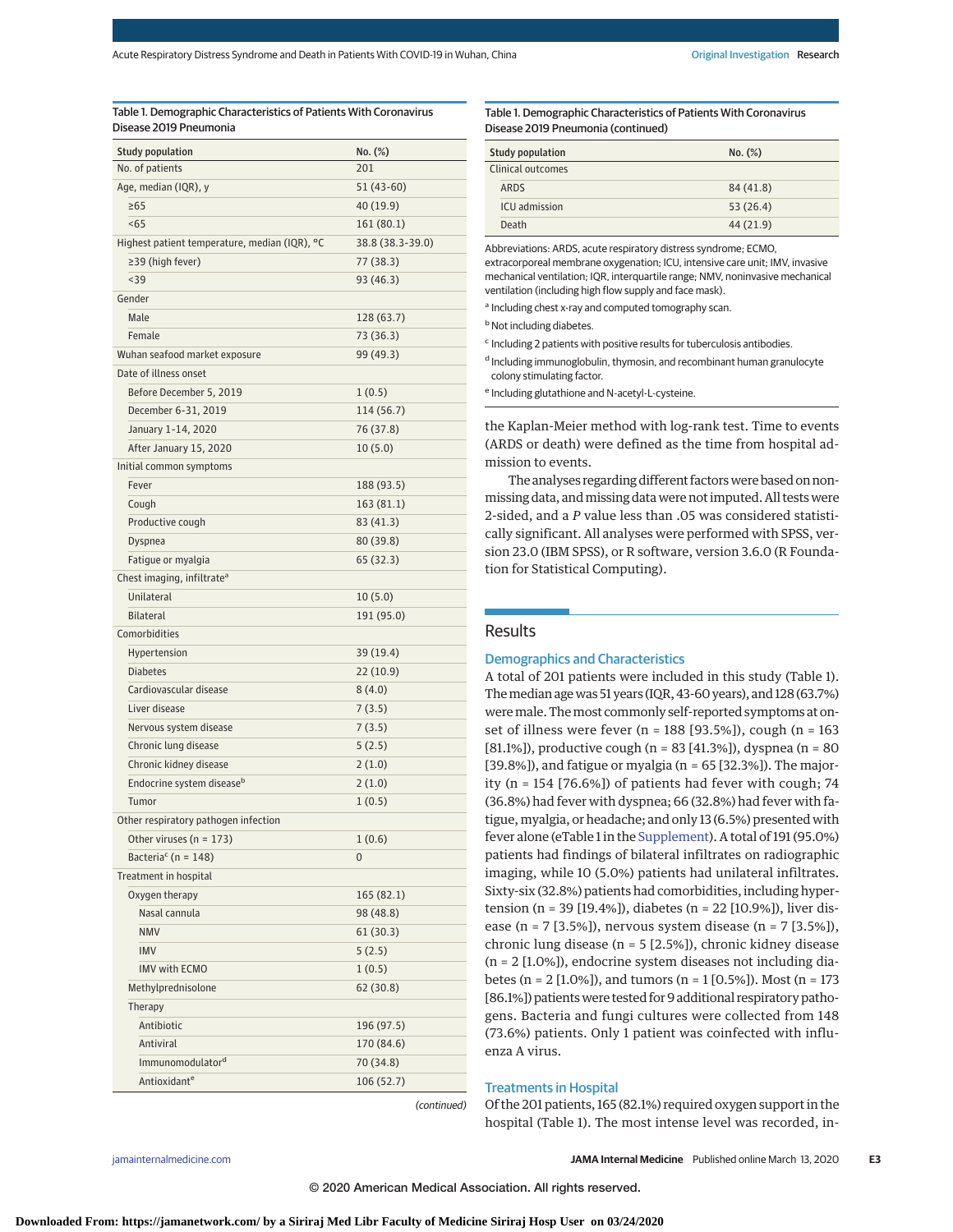Table 1. Demographic Characteristics of Patients With Coronavirus Disease 2019 Pneumonia

| Study population | No. (%) |
|---|---|
| No. of patients | 201 |
| Age, median (IQR), y | 51 (43-60) |
| ≥65 | 40 (19.9) |
| <65 | 161 (80.1) |
| Highest patient temperature, median (IQR), °C | 38.8 (38.3-39.0) |
| ≥39 (high fever) | 77 (38.3) |
| <39 | 93 (46.3) |
| Gender | |
| Male | 128 (63.7) |
| Female | 73 (36.3) |
| Wuhan seafood market exposure | 99 (49.3) |
| Date of illness onset | |
| Before December 5, 2019 | 1 (0.5) |
| December 6-31, 2019 | 114 (56.7) |
| January 1-14, 2020 | 76 (37.8) |
| After January 15, 2020 | 10 (5.0) |
| Initial common symptoms | |
| Fever | 188 (93.5) |
| Cough | 163 (81.1) |
| Productive cough | 83 (41.3) |
| Dyspnea | 80 (39.8) |
| Fatigue or myalgia | 65 (32.3) |
| Chest imaging, infiltrate[a] | |
| Unilateral | 10 (5.0) |
| Bilateral | 191 (95.0) |
| Comorbidities | |
| Hypertension | 39 (19.4) |
| Diabetes | 22 (10.9) |
| Cardiovascular disease | 8 (4.0) |
| Liver disease | 7 (3.5) |
| Nervous system disease | 7 (3.5) |
| Chronic lung disease | 5 (2.5) |
| Chronic kidney disease | 2 (1.0) |
| Endocrine system disease[b] | 2 (1.0) |
| Tumor | 1 (0.5) |
| Other respiratory pathogen infection | |
| Other viruses (n = 173) | 1 (0.6) |
| Bacteria[c] (n = 148) | 0 |
| Treatment in hospital | |
| Oxygen therapy | 165 (82.1) |
| Nasal cannula | 98 (48.8) |
| NMV | 61 (30.3) |
| IMV | 5 (2.5) |
| IMV with ECMO | 1 (0.5) |
| Methylprednisolone | 62 (30.8) |
| Therapy | |
| Antibiotic | 196 (97.5) |
| Antiviral | 170 (84.6) |
| Immunomodulator[d] | 70 (34.8) |
| Antioxidant[e] | 106 (52.7) |
| Clinical outcomes | |
| ARDS | 84 (41.8) |
| ICU admission | 53 (26.4) |
| Death | 44 (21.9) |

Abbreviations: ARDS, acute respiratory distress syndrome; ECMO, extracorporeal membrane oxygenation; ICU, intensive care unit; IMV, invasive mechanical ventilation; IQR, interquartile range; NMV, noninvasive mechanical ventilation (including high flow supply and face mask).

[a] Including chest x-ray and computed tomography scan.

[b] Not including diabetes.

[c] Including 2 patients with positive results for tuberculosis antibodies.

[d] Including immunoglobulin, thymosin, and recombinant human granulocyte colony stimulating factor.

[e] Including glutathione and N-acetyl-L-cysteine.

the Kaplan-Meier method with log-rank test. Time to events (ARDS or death) were defined as the time from hospital admission to events.

The analyses regarding different factors were based on nonmissing data, and missing data were not imputed. All tests were 2-sided, and a *P* value less than .05 was considered statistically significant. All analyses were performed with SPSS, version 23.0 (IBM SPSS), or R software, version 3.6.0 (R Foundation for Statistical Computing).

## Results

### Demographics and Characteristics

A total of 201 patients were included in this study (Table 1). The median age was 51 years (IQR, 43-60 years), and 128 (63.7%) were male. The most commonly self-reported symptoms at onset of illness were fever (n = 188 [93.5%]), cough (n = 163 [81.1%]), productive cough (n = 83 [41.3%]), dyspnea (n = 80 [39.8%]), and fatigue or myalgia (n = 65 [32.3%]). The majority (n = 154 [76.6%]) of patients had fever with cough; 74 (36.8%) had fever with dyspnea; 66 (32.8%) had fever with fatigue, myalgia, or headache; and only 13 (6.5%) presented with fever alone (eTable 1 in the Supplement). A total of 191 (95.0%) patients had findings of bilateral infiltrates on radiographic imaging, while 10 (5.0%) patients had unilateral infiltrates. Sixty-six (32.8%) patients had comorbidities, including hypertension (n = 39 [19.4%]), diabetes (n = 22 [10.9%]), liver disease (n = 7 [3.5%]), nervous system disease (n = 7 [3.5%]), chronic lung disease (n = 5 [2.5%]), chronic kidney disease (n = 2 [1.0%]), endocrine system diseases not including diabetes (n = 2 [1.0%]), and tumors (n = 1 [0.5%]). Most (n = 173 [86.1%]) patients were tested for 9 additional respiratory pathogens. Bacteria and fungi cultures were collected from 148 (73.6%) patients. Only 1 patient was coinfected with influenza A virus.

### Treatments in Hospital

Of the 201 patients, 165 (82.1%) required oxygen support in the hospital (Table 1). The most intense level was recorded, in-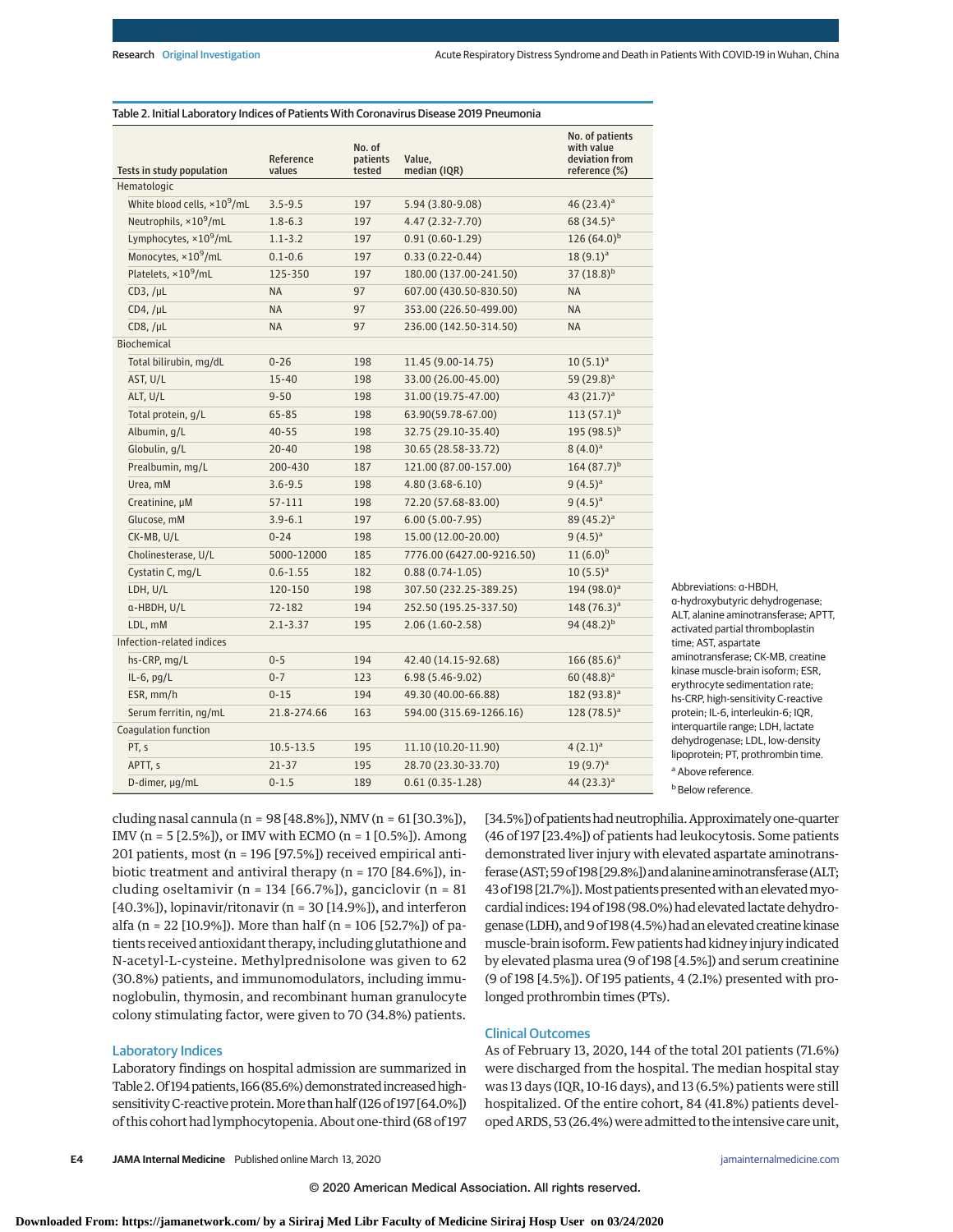Table 2. Initial Laboratory Indices of Patients With Coronavirus Disease 2019 Pneumonia

| Tests in study population | Reference values | No. of patients tested | Value, median (IQR) | No. of patients with value deviation from reference (%) |
|---|---|---|---|---|
| Hematologic | | | | |
| White blood cells, $\times 10^9$/mL | 3.5-9.5 | 197 | 5.94 (3.80-9.08) | 46 (23.4)[a] |
| Neutrophils, $\times 10^9$/mL | 1.8-6.3 | 197 | 4.47 (2.32-7.70) | 68 (34.5)[a] |
| Lymphocytes, $\times 10^9$/mL | 1.1-3.2 | 197 | 0.91 (0.60-1.29) | 126 (64.0)[b] |
| Monocytes, $\times 10^9$/mL | 0.1-0.6 | 197 | 0.33 (0.22-0.44) | 18 (9.1)[a] |
| Platelets, $\times 10^9$/mL | 125-350 | 197 | 180.00 (137.00-241.50) | 37 (18.8)[b] |
| CD3, /μL | NA | 97 | 607.00 (430.50-830.50) | NA |
| CD4, /μL | NA | 97 | 353.00 (226.50-499.00) | NA |
| CD8, /μL | NA | 97 | 236.00 (142.50-314.50) | NA |
| Biochemical | | | | |
| Total bilirubin, mg/dL | 0-26 | 198 | 11.45 (9.00-14.75) | 10 (5.1)[a] |
| AST, U/L | 15-40 | 198 | 33.00 (26.00-45.00) | 59 (29.8)[a] |
| ALT, U/L | 9-50 | 198 | 31.00 (19.75-47.00) | 43 (21.7)[a] |
| Total protein, g/L | 65-85 | 198 | 63.90(59.78-67.00) | 113 (57.1)[b] |
| Albumin, g/L | 40-55 | 198 | 32.75 (29.10-35.40) | 195 (98.5)[b] |
| Globulin, g/L | 20-40 | 198 | 30.65 (28.58-33.72) | 8 (4.0)[a] |
| Prealbumin, mg/L | 200-430 | 187 | 121.00 (87.00-157.00) | 164 (87.7)[b] |
| Urea, mM | 3.6-9.5 | 198 | 4.80 (3.68-6.10) | 9 (4.5)[a] |
| Creatinine, μM | 57-111 | 198 | 72.20 (57.68-83.00) | 9 (4.5)[a] |
| Glucose, mM | 3.9-6.1 | 197 | 6.00 (5.00-7.95) | 89 (45.2)[a] |
| CK-MB, U/L | 0-24 | 198 | 15.00 (12.00-20.00) | 9 (4.5)[a] |
| Cholinesterase, U/L | 5000-12000 | 185 | 7776.00 (6427.00-9216.50) | 11 (6.0)[b] |
| Cystatin C, mg/L | 0.6-1.55 | 182 | 0.88 (0.74-1.05) | 10 (5.5)[a] |
| LDH, U/L | 120-150 | 198 | 307.50 (232.25-389.25) | 194 (98.0)[a] |
| α-HBDH, U/L | 72-182 | 194 | 252.50 (195.25-337.50) | 148 (76.3)[a] |
| LDL, mM | 2.1-3.37 | 195 | 2.06 (1.60-2.58) | 94 (48.2)[b] |
| Infection-related indices | | | | |
| hs-CRP, mg/L | 0-5 | 194 | 42.40 (14.15-92.68) | 166 (85.6)[a] |
| IL-6, pg/L | 0-7 | 123 | 6.98 (5.46-9.02) | 60 (48.8)[a] |
| ESR, mm/h | 0-15 | 194 | 49.30 (40.00-66.88) | 182 (93.8)[a] |
| Serum ferritin, ng/mL | 21.8-274.66 | 163 | 594.00 (315.69-1266.16) | 128 (78.5)[a] |
| Coagulation function | | | | |
| PT, s | 10.5-13.5 | 195 | 11.10 (10.20-11.90) | 4 (2.1)[a] |
| APTT, s | 21-37 | 195 | 28.70 (23.30-33.70) | 19 (9.7)[a] |
| D-dimer, μg/mL | 0-1.5 | 189 | 0.61 (0.35-1.28) | 44 (23.3)[a] |

Abbreviations: α-HBDH, α-hydroxybutyric dehydrogenase; ALT, alanine aminotransferase; APTT, activated partial thromboplastin time; AST, aspartate aminotransferase; CK-MB, creatine kinase muscle-brain isoform; ESR, erythrocyte sedimentation rate; hs-CRP, high-sensitivity C-reactive protein; IL-6, interleukin-6; IQR, interquartile range; LDH, lactate dehydrogenase; LDL, low-density lipoprotein; PT, prothrombin time.

[a] Above reference.

[b] Below reference.

cluding nasal cannula (n = 98 [48.8%]), NMV (n = 61 [30.3%]), IMV (n = 5 [2.5%]), or IMV with ECMO (n = 1 [0.5%]). Among 201 patients, most (n = 196 [97.5%]) received empirical antibiotic treatment and antiviral therapy (n = 170 [84.6%]), including oseltamivir (n = 134 [66.7%]), ganciclovir (n = 81 [40.3%]), lopinavir/ritonavir (n = 30 [14.9%]), and interferon alfa (n = 22 [10.9%]). More than half (n = 106 [52.7%]) of patients received antioxidant therapy, including glutathione and N-acetyl-L-cysteine. Methylprednisolone was given to 62 (30.8%) patients, and immunomodulators, including immunoglobulin, thymosin, and recombinant human granulocyte colony stimulating factor, were given to 70 (34.8%) patients.

## Laboratory Indices

Laboratory findings on hospital admission are summarized in Table 2. Of 194 patients, 166 (85.6%) demonstrated increased high-sensitivity C-reactive protein. More than half (126 of 197 [64.0%]) of this cohort had lymphocytopenia. About one-third (68 of 197 [34.5%]) of patients had neutrophilia. Approximately one-quarter (46 of 197 [23.4%]) of patients had leukocytosis. Some patients demonstrated liver injury with elevated aspartate aminotransferase (AST; 59 of 198 [29.8%]) and alanine aminotransferase (ALT; 43 of 198 [21.7%]). Most patients presented with an elevated myocardial indices: 194 of 198 (98.0%) had elevated lactate dehydrogenase (LDH), and 9 of 198 (4.5%) had an elevated creatine kinase muscle-brain isoform. Few patients had kidney injury indicated by elevated plasma urea (9 of 198 [4.5%]) and serum creatinine (9 of 198 [4.5%]). Of 195 patients, 4 (2.1%) presented with prolonged prothrombin times (PTs).

## Clinical Outcomes

As of February 13, 2020, 144 of the total 201 patients (71.6%) were discharged from the hospital. The median hospital stay was 13 days (IQR, 10-16 days), and 13 (6.5%) patients were still hospitalized. Of the entire cohort, 84 (41.8%) patients developed ARDS, 53 (26.4%) were admitted to the intensive care unit,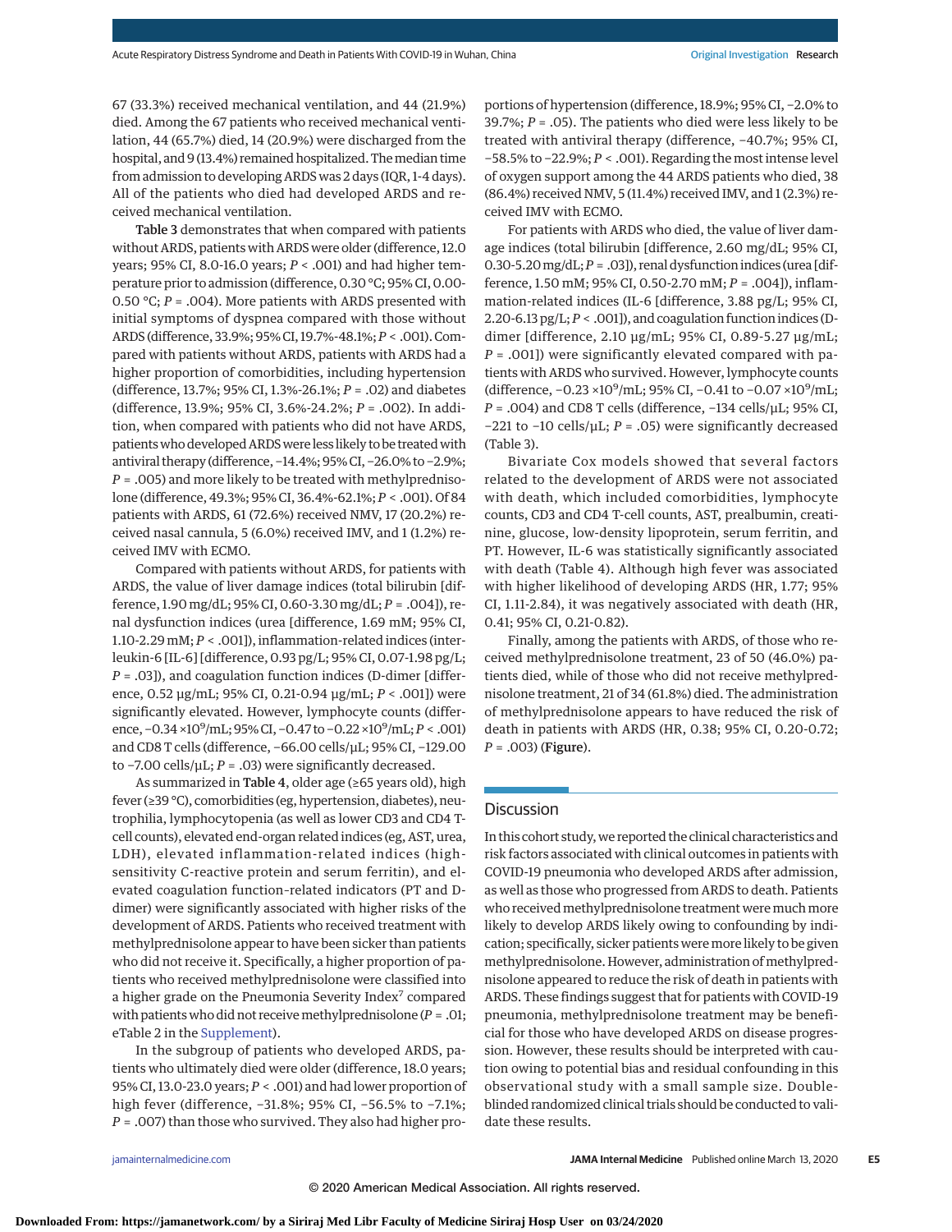67 (33.3%) received mechanical ventilation, and 44 (21.9%) died. Among the 67 patients who received mechanical ventilation, 44 (65.7%) died, 14 (20.9%) were discharged from the hospital, and 9 (13.4%) remained hospitalized. The median time from admission to developing ARDS was 2 days (IQR, 1-4 days). All of the patients who died had developed ARDS and received mechanical ventilation.

Table 3 demonstrates that when compared with patients without ARDS, patients with ARDS were older (difference, 12.0 years; 95% CI, 8.0-16.0 years; $P < .001$) and had higher temperature prior to admission (difference, 0.30 °C; 95% CI, 0.00-0.50 °C; $P = .004$). More patients with ARDS presented with initial symptoms of dyspnea compared with those without ARDS (difference, 33.9%; 95% CI, 19.7%-48.1%; $P < .001$). Compared with patients without ARDS, patients with ARDS had a higher proportion of comorbidities, including hypertension (difference, 13.7%; 95% CI, 1.3%-26.1%; $P = .02$) and diabetes (difference, 13.9%; 95% CI, 3.6%-24.2%; $P = .002$). In addition, when compared with patients who did not have ARDS, patients who developed ARDS were less likely to be treated with antiviral therapy (difference, −14.4%; 95% CI, −26.0% to −2.9%; $P = .005$) and more likely to be treated with methylprednisolone (difference, 49.3%; 95% CI, 36.4%-62.1%; $P < .001$). Of 84 patients with ARDS, 61 (72.6%) received NMV, 17 (20.2%) received nasal cannula, 5 (6.0%) received IMV, and 1 (1.2%) received IMV with ECMO.

Compared with patients without ARDS, for patients with ARDS, the value of liver damage indices (total bilirubin [difference, 1.90 mg/dL; 95% CI, 0.60-3.30 mg/dL; $P = .004$]), renal dysfunction indices (urea [difference, 1.69 mM; 95% CI, 1.10-2.29 mM; $P < .001$]), inflammation-related indices (interleukin-6 [IL-6] [difference, 0.93 pg/L; 95% CI, 0.07-1.98 pg/L; $P = .03$]), and coagulation function indices (D-dimer [difference, 0.52 μg/mL; 95% CI, 0.21-0.94 μg/mL; $P < .001$]) were significantly elevated. However, lymphocyte counts (difference, $-0.34 \times 10^9$/mL; 95% CI, $-0.47$ to $-0.22 \times 10^9$/mL; $P < .001$) and CD8 T cells (difference, −66.00 cells/μL; 95% CI, −129.00 to −7.00 cells/μL; $P = .03$) were significantly decreased.

As summarized in Table 4, older age (≥65 years old), high fever (≥39 °C), comorbidities (eg, hypertension, diabetes), neutrophilia, lymphocytopenia (as well as lower CD3 and CD4 T-cell counts), elevated end-organ related indices (eg, AST, urea, LDH), elevated inflammation-related indices (high-sensitivity C-reactive protein and serum ferritin), and elevated coagulation function-related indicators (PT and D-dimer) were significantly associated with higher risks of the development of ARDS. Patients who received treatment with methylprednisolone appear to have been sicker than patients who did not receive it. Specifically, a higher proportion of patients who received methylprednisolone were classified into a higher grade on the Pneumonia Severity Index[7] compared with patients who did not receive methylprednisolone ($P = .01$; eTable 2 in the Supplement).

In the subgroup of patients who developed ARDS, patients who ultimately died were older (difference, 18.0 years; 95% CI, 13.0-23.0 years; $P < .001$) and had lower proportion of high fever (difference, −31.8%; 95% CI, −56.5% to −7.1%; $P = .007$) than those who survived. They also had higher proportions of hypertension (difference, 18.9%; 95% CI, −2.0% to 39.7%; $P = .05$). The patients who died were less likely to be treated with antiviral therapy (difference, −40.7%; 95% CI, −58.5% to −22.9%; $P < .001$). Regarding the most intense level of oxygen support among the 44 ARDS patients who died, 38 (86.4%) received NMV, 5 (11.4%) received IMV, and 1 (2.3%) received IMV with ECMO.

For patients with ARDS who died, the value of liver damage indices (total bilirubin [difference, 2.60 mg/dL; 95% CI, 0.30-5.20 mg/dL; $P = .03$]), renal dysfunction indices (urea [difference, 1.50 mM; 95% CI, 0.50-2.70 mM; $P = .004$]), inflammation-related indices (IL-6 [difference, 3.88 pg/L; 95% CI, 2.20-6.13 pg/L; $P < .001$]), and coagulation function indices (D-dimer [difference, 2.10 μg/mL; 95% CI, 0.89-5.27 μg/mL; $P = .001$]) were significantly elevated compared with patients with ARDS who survived. However, lymphocyte counts (difference, $-0.23 \times 10^9$/mL; 95% CI, $-0.41$ to $-0.07 \times 10^9$/mL; $P = .004$) and CD8 T cells (difference, −134 cells/μL; 95% CI, −221 to −10 cells/μL; $P = .05$) were significantly decreased (Table 3).

Bivariate Cox models showed that several factors related to the development of ARDS were not associated with death, which included comorbidities, lymphocyte counts, CD3 and CD4 T-cell counts, AST, prealbumin, creatinine, glucose, low-density lipoprotein, serum ferritin, and PT. However, IL-6 was statistically significantly associated with death (Table 4). Although high fever was associated with higher likelihood of developing ARDS (HR, 1.77; 95% CI, 1.11-2.84), it was negatively associated with death (HR, 0.41; 95% CI, 0.21-0.82).

Finally, among the patients with ARDS, of those who received methylprednisolone treatment, 23 of 50 (46.0%) patients died, while of those who did not receive methylprednisolone treatment, 21 of 34 (61.8%) died. The administration of methylprednisolone appears to have reduced the risk of death in patients with ARDS (HR, 0.38; 95% CI, 0.20-0.72; $P = .003$) (Figure).

## Discussion

In this cohort study, we reported the clinical characteristics and risk factors associated with clinical outcomes in patients with COVID-19 pneumonia who developed ARDS after admission, as well as those who progressed from ARDS to death. Patients who received methylprednisolone treatment were much more likely to develop ARDS likely owing to confounding by indication; specifically, sicker patients were more likely to be given methylprednisolone. However, administration of methylprednisolone appeared to reduce the risk of death in patients with ARDS. These findings suggest that for patients with COVID-19 pneumonia, methylprednisolone treatment may be beneficial for those who have developed ARDS on disease progression. However, these results should be interpreted with caution owing to potential bias and residual confounding in this observational study with a small sample size. Double-blinded randomized clinical trials should be conducted to validate these results.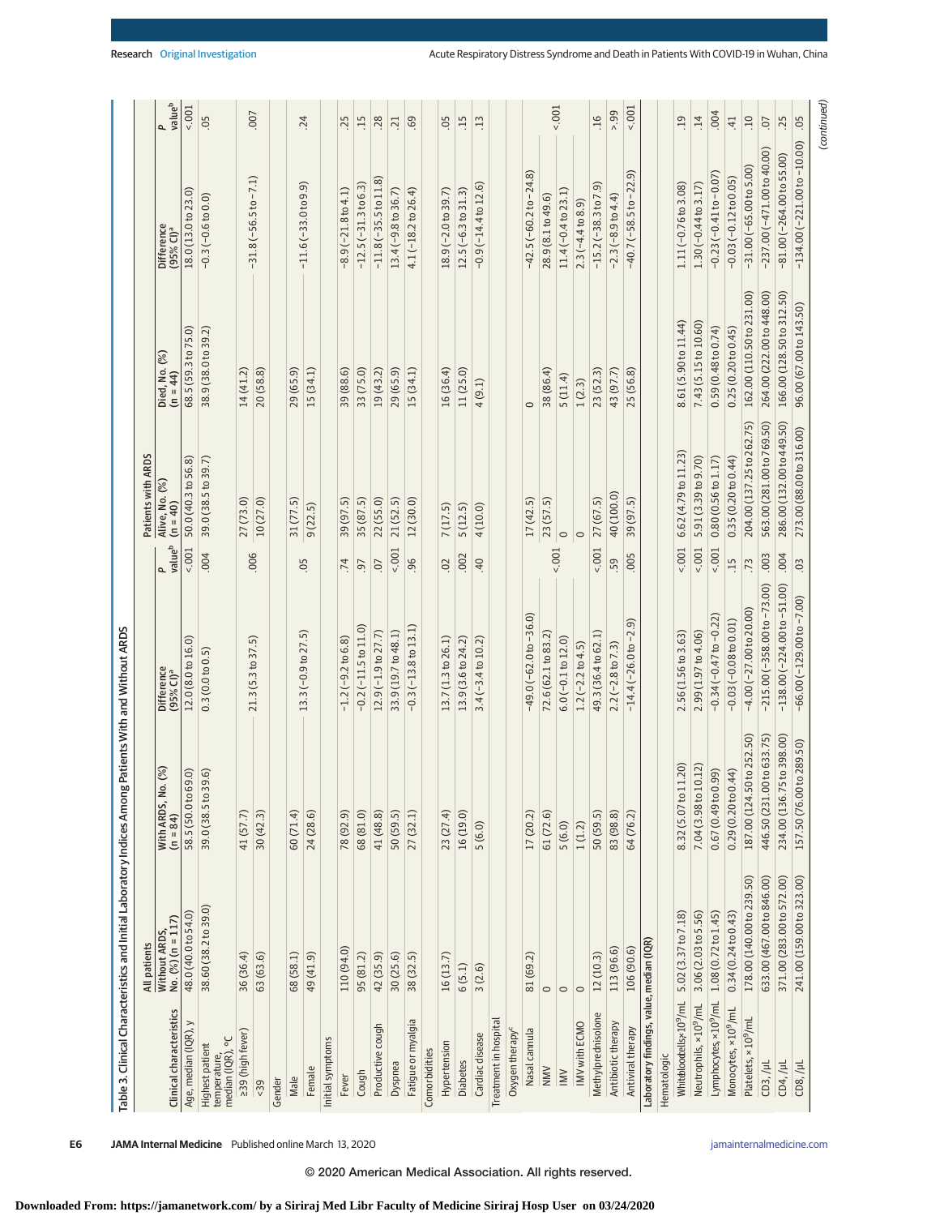Table 3. Clinical Characteristics and Initial Laboratory Indices Among Patients With and Without ARDS

| Clinical characteristics | All patients: Without ARDS, No. (%) (n = 117) | With ARDS, No. (%) (n = 84) | Difference (95% CI)[a] | P value[b] | Patients with ARDS: Alive, No. (%) (n = 40) | Died, No. (%) (n = 44) | Difference (95% CI)[a] | P value[b] |
|---|---|---|---|---|---|---|---|---|
| Age, median (IQR), y | 48.0 (40.0 to 54.0) | 58.5 (50.0 to 69.0) | 12.0 (8.0 to 16.0) | <.001 | 50.0 (40.3 to 56.8) | 68.5 (59.3 to 75.0) | 18.0 (13.0 to 23.0) | <.001 |
| Highest patient temperature, median (IQR), °C | 38.60 (38.2 to 39.0) | 39.0 (38.5 to 39.6) | 0.3 (0.0 to 0.5) | .004 | 39.0 (38.5 to 39.7) | 38.9 (38.0 to 39.2) | −0.3 (−0.6 to 0.0) | .05 |
| ≥39 (high fever) | 36 (36.4) | 41 (57.7) | 21.3 (5.3 to 37.5) | .006 | 27 (73.0) | 14 (41.2) | −31.8 (−56.5 to −7.1) | .007 |
| <39 | 63 (63.6) | 30 (42.3) | | | 10 (27.0) | 20 (58.8) | | |
| Gender | | | | | | | | |
| Male | 68 (58.1) | 60 (71.4) | 13.3 (−0.9 to 27.5) | .05 | 31 (77.5) | 29 (65.9) | −11.6 (−33.0 to 9.9) | .24 |
| Female | 49 (41.9) | 24 (28.6) | | | 9 (22.5) | 15 (34.1) | | |
| Initial symptoms | | | | | | | | |
| Fever | 110 (94.0) | 78 (92.9) | −1.2 (−9.2 to 6.8) | .74 | 39 (97.5) | 39 (88.6) | −8.9 (−21.8 to 4.1) | .25 |
| Cough | 95 (81.2) | 68 (81.0) | −0.2 (−11.5 to 11.0) | .97 | 35 (87.5) | 33 (75.0) | −12.5 (−31.3 to 6.3) | .15 |
| Productive cough | 42 (35.9) | 41 (48.8) | 12.9 (−1.9 to 27.7) | .07 | 22 (55.0) | 19 (43.2) | −11.8 (−35.5 to 11.8) | .28 |
| Dyspnea | 30 (25.6) | 50 (59.5) | 33.9 (19.7 to 48.1) | <.001 | 21 (52.5) | 29 (65.9) | 13.4 (−9.8 to 36.7) | .21 |
| Fatigue or myalgia | 38 (32.5) | 27 (32.1) | −0.3 (−13.8 to 13.1) | .96 | 12 (30.0) | 15 (34.1) | 4.1 (−18.2 to 26.4) | .69 |
| Comorbidities | | | | | | | | |
| Hypertension | 16 (13.7) | 23 (27.4) | 13.7 (1.3 to 26.1) | .02 | 7 (17.5) | 16 (36.4) | 18.9 (−2.0 to 39.7) | .05 |
| Diabetes | 6 (5.1) | 16 (19.0) | 13.9 (3.6 to 24.2) | .002 | 5 (12.5) | 11 (25.0) | 12.5 (−6.3 to 31.3) | .15 |
| Cardiac disease | 3 (2.6) | 5 (6.0) | 3.4 (−3.4 to 10.2) | .40 | 4 (10.0) | 4 (9.1) | −0.9 (−14.4 to 12.6) | .13 |
| Treatment in hospital | | | | | | | | |
| Oxygen therapy[c] | | | | | | | | |
| Nasal cannula | 81 (69.2) | 17 (20.2) | −49.0 (−62.0 to −36.0) | <.001 | 17 (42.5) | 0 | −42.5 (−60.2 to −24.8) | <.001 |
| NMV | 0 | 61 (72.6) | 72.6 (62.1 to 83.2) | | 23 (57.5) | 38 (86.4) | 28.9 (8.1 to 49.6) | |
| IMV | 0 | 5 (6.0) | 6.0 (−0.1 to 12.0) | | 0 | 5 (11.4) | 11.4 (−0.4 to 23.1) | |
| IMV with ECMO | 0 | 1 (1.2) | 1.2 (−2.2 to 4.5) | | 0 | 1 (2.3) | 2.3 (−4.4 to 8.9) | |
| Methylprednisolone | 12 (10.3) | 50 (59.5) | 49.3 (36.4 to 62.1) | <.001 | 27 (67.5) | 23 (52.3) | −15.2 (−38.3 to 7.9) | .16 |
| Antibiotic therapy | 113 (96.6) | 83 (98.8) | 2.2 (−2.8 to 7.3) | .59 | 40 (100.0) | 43 (97.7) | −2.3 (−8.9 to 4.4) | >.99 |
| Antiviral therapy | 106 (90.6) | 64 (76.2) | −14.4 (−26.0 to −2.9) | .005 | 39 (97.5) | 25 (56.8) | −40.7 (−58.5 to −22.9) | <.001 |
| Laboratory findings, value, median (IQR) | | | | | | | | |
| Hematologic | | | | | | | | |
| White blood cells, $\times 10^9$/mL | 5.02 (3.37 to 7.18) | 8.32 (5.07 to 11.20) | 2.56 (1.56 to 3.63) | <.001 | 6.62 (4.79 to 11.23) | 8.61 (5.90 to 11.44) | 1.11 (−0.76 to 3.08) | .19 |
| Neutrophils, $\times 10^9$/mL | 3.06 (2.03 to 5.56) | 7.04 (3.98 to 10.12) | 2.99 (1.97 to 4.06) | <.001 | 5.91 (3.39 to 9.70) | 7.43 (5.15 to 10.60) | 1.30 (−0.44 to 3.17) | .14 |
| Lymphocytes, $\times 10^9$/mL | 1.08 (0.72 to 1.45) | 0.67 (0.49 to 0.99) | −0.34 (−0.47 to −0.22) | <.001 | 0.80 (0.56 to 1.17) | 0.59 (0.48 to 0.74) | −0.23 (−0.41 to −0.07) | .004 |
| Monocytes, $\times 10^9$/mL | 0.34 (0.24 to 0.43) | 0.29 (0.20 to 0.44) | −0.03 (−0.08 to 0.01) | .15 | 0.35 (0.20 to 0.44) | 0.25 (0.20 to 0.45) | −0.03 (−0.12 to 0.05) | .41 |
| Platelets, $\times 10^9$/mL | 178.00 (140.00 to 239.50) | 187.00 (124.50 to 252.50) | −4.00 (−27.00 to 20.00) | .73 | 204.00 (137.25 to 262.75) | 162.00 (110.50 to 231.00) | −31.00 (−65.00 to 5.00) | .10 |
| CD3, /μL | 633.00 (467.00 to 846.00) | 446.50 (231.00 to 633.75) | −215.00 (−358.00 to −73.00) | .003 | 563.00 (281.00 to 769.50) | 264.00 (222.00 to 448.00) | −237.00 (−471.00 to 40.00) | .07 |
| CD4, /μL | 371.00 (283.00 to 572.00) | 234.00 (136.75 to 398.00) | −138.00 (−224.00 to −51.00) | .004 | 286.00 (132.00 to 449.50) | 166.00 (128.50 to 312.50) | −81.00 (−264.00 to 55.00) | .25 |
| CD8, /μL | 241.00 (159.00 to 323.00) | 157.50 (76.00 to 289.50) | −66.00 (−129.00 to −7.00) | .03 | 273.00 (88.00 to 316.00) | 96.00 (67.00 to 143.50) | −134.00 (−221.00 to −10.00) | .05 |

(continued)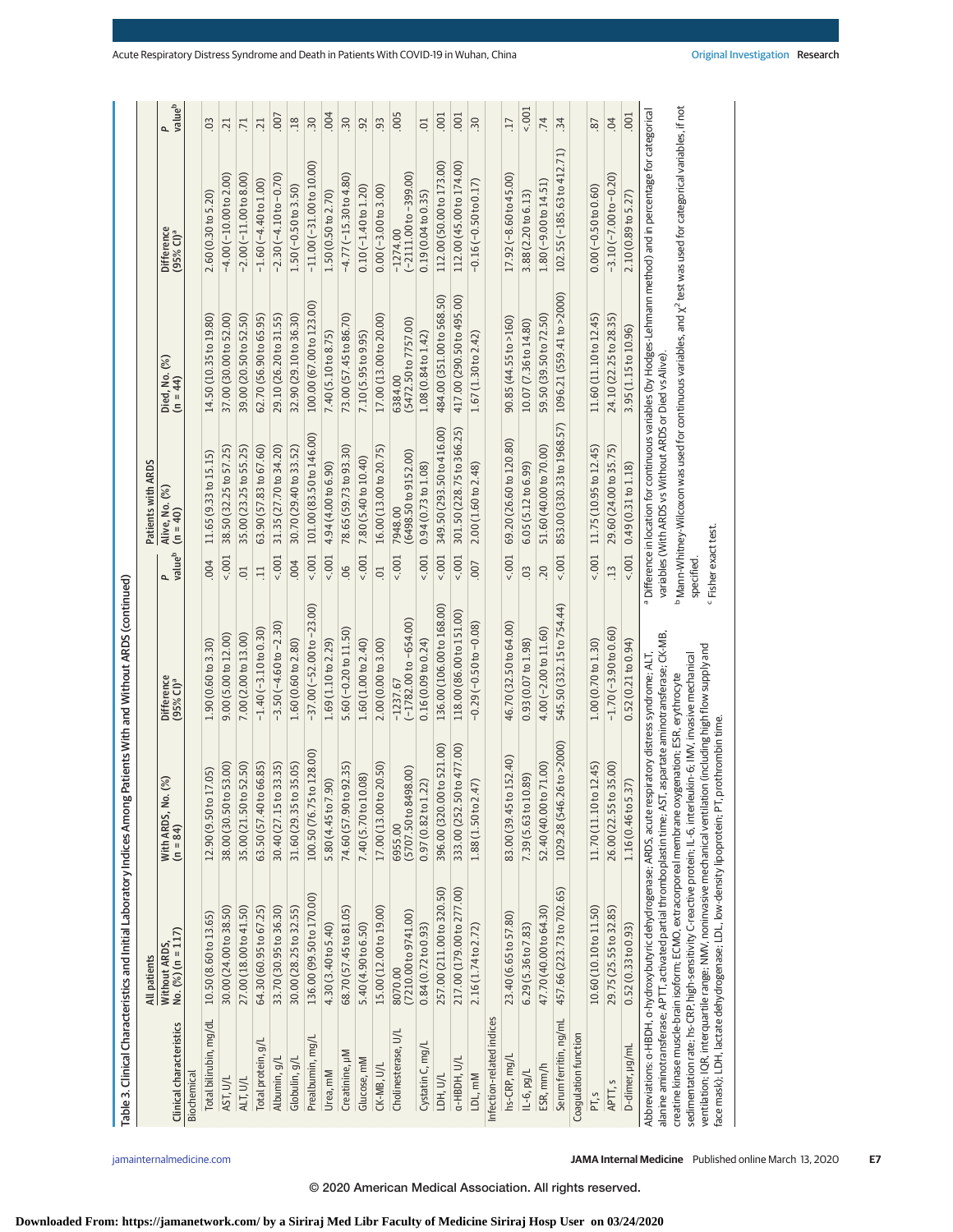Table 3. Clinical Characteristics and Initial Laboratory Indices Among Patients With and Without ARDS (continued)

| Clinical characteristics | All patients | | | | Patients with ARDS | | | |
|---|---|---|---|---|---|---|---|---|
| | Without ARDS, No. (%) (n = 117) | With ARDS, No. (%) (n = 84) | Difference (95% CI)[a] | P value[b] | Alive, No. (%) (n = 40) | Died, No. (%) (n = 44) | Difference (95% CI)[a] | P value[b] |
| **Biochemical** | | | | | | | | |
| Total bilirubin, mg/dL | 10.50 (8.60 to 13.65) | 12.90 (9.50 to 17.05) | 1.90 (0.60 to 3.30) | .004 | 11.65 (9.33 to 15.15) | 14.50 (10.35 to 19.80) | 2.60 (0.30 to 5.20) | .03 |
| AST, U/L | 30.00 (24.00 to 38.50) | 38.00 (30.50 to 53.00) | 9.00 (5.00 to 12.00) | <.001 | 38.50 (32.25 to 57.25) | 37.00 (30.00 to 52.00) | −4.00 (−10.00 to 2.00) | .21 |
| ALT, U/L | 27.00 (18.00 to 41.50) | 35.00 (21.50 to 52.50) | 7.00 (2.00 to 13.00) | .01 | 35.00 (23.25 to 55.25) | 39.00 (20.50 to 52.50) | −2.00 (−11.00 to 8.00) | .71 |
| Total protein, g/L | 64.30 (60.95 to 67.25) | 63.50 (57.40 to 66.85) | −1.40 (−3.10 to 0.30) | .11 | 63.90 (57.83 to 67.60) | 62.70 (56.90 to 65.95) | −1.60 (−4.40 to 1.00) | .21 |
| Albumin, g/L | 33.70 (30.95 to 36.30) | 30.40 (27.15 to 33.35) | −3.50 (−4.60 to −2.30) | <.001 | 31.35 (27.70 to 34.20) | 29.10 (26.20 to 31.55) | −2.30 (−4.10 to −0.70) | .007 |
| Globulin, g/L | 30.00 (28.25 to 32.55) | 31.60 (29.35 to 35.05) | 1.60 (0.60 to 2.80) | .004 | 30.70 (29.40 to 33.52) | 32.90 (29.10 to 36.30) | 1.50 (−0.50 to 3.50) | .18 |
| Prealbumin, mg/L | 136.00 (99.50 to 170.00) | 100.50 (76.75 to 128.00) | −37.00 (−52.00 to −23.00) | <.001 | 101.00 (83.50 to 146.00) | 100.00 (67.00 to 123.00) | −11.00 (−31.00 to 10.00) | .30 |
| Urea, mM | 4.30 (3.40 to 5.40) | 5.80 (4.45 to 7.90) | 1.69 (1.10 to 2.29) | <.001 | 4.94 (4.00 to 6.90) | 7.40 (5.10 to 8.75) | 1.50 (0.50 to 2.70) | .004 |
| Creatinine, μM | 68.70 (57.45 to 81.05) | 74.60 (57.90 to 92.35) | 5.60 (−0.20 to 11.50) | .06 | 78.65 (59.73 to 93.30) | 73.00 (57.45 to 86.70) | −4.77 (−15.30 to 4.80) | .30 |
| Glucose, mM | 5.40 (4.90 to 6.50) | 7.40 (5.70 to 10.08) | 1.60 (1.00 to 2.40) | <.001 | 7.80 (5.40 to 10.40) | 7.10 (5.95 to 9.95) | 0.10 (−1.40 to 1.20) | .92 |
| CK-MB, U/L | 15.00 (12.00 to 19.00) | 17.00 (13.00 to 20.50) | 2.00 (0.00 to 3.00) | .01 | 16.00 (13.00 to 20.75) | 17.00 (13.00 to 20.00) | 0.00 (−3.00 to 3.00) | .93 |
| Cholinesterase, U/L | 8070.00 (7210.00 to 9741.00) | 6955.00 (5707.50 to 8498.00) | −1237.67 (−1782.00 to −654.00) | <.001 | 7948.00 (6498.50 to 9152.00) | 6384.00 (5472.50 to 7757.00) | −1274.00 (−2111.00 to −399.00) | .005 |
| Cystatin C, mg/L | 0.84 (0.72 to 0.93) | 0.97 (0.82 to 1.22) | 0.16 (0.09 to 0.24) | <.001 | 0.94 (0.73 to 1.08) | 1.08 (0.84 to 1.42) | 0.19 (0.04 to 0.35) | .01 |
| LDH, U/L | 257.00 (211.00 to 320.50) | 396.00 (320.00 to 521.00) | 136.00 (106.00 to 168.00) | <.001 | 349.50 (293.50 to 416.00) | 484.00 (351.00 to 568.50) | 112.00 (50.00 to 173.00) | .001 |
| α-HBDH, U/L | 217.00 (179.00 to 277.00) | 333.00 (252.50 to 477.00) | 118.00 (86.00 to 151.00) | <.001 | 301.50 (228.75 to 366.25) | 417.00 (290.50 to 495.00) | 112.00 (45.00 to 174.00) | .001 |
| LDL, mM | 2.16 (1.74 to 2.72) | 1.88 (1.50 to 2.47) | −0.29 (−0.50 to −0.08) | .007 | 2.00 (1.60 to 2.48) | 1.67 (1.30 to 2.42) | −0.16 (−0.50 to 0.17) | .30 |
| **Infection-related indices** | | | | | | | | |
| hs-CRP, mg/L | 23.40 (6.65 to 57.80) | 83.00 (39.45 to 152.40) | 46.70 (32.50 to 64.00) | <.001 | 69.20 (26.60 to 120.80) | 90.85 (44.55 to >160) | 17.92 (−8.60 to 45.00) | .17 |
| IL-6, pg/L | 6.29 (5.36 to 7.83) | 7.39 (5.63 to 10.89) | 0.93 (0.07 to 1.98) | .03 | 6.05 (5.12 to 6.99) | 10.07 (7.36 to 14.80) | 3.88 (2.20 to 6.13) | <.001 |
| ESR, mm/h | 47.70 (40.00 to 64.30) | 52.40 (40.00 to 71.00) | 4.00 (−2.00 to 11.60) | .20 | 51.60 (40.00 to 70.00) | 59.50 (39.50 to 72.50) | 1.80 (−9.00 to 14.51) | .74 |
| Serum ferritin, ng/mL | 457.66 (223.73 to 702.65) | 1029.28 (546.26 to >2000) | 545.50 (332.15 to 754.44) | <.001 | 853.00 (330.33 to 1968.57) | 1096.21 (559.41 to >2000) | 102.55 (−185.63 to 412.71) | .34 |
| **Coagulation function** | | | | | | | | |
| PT, s | 10.60 (10.10 to 11.50) | 11.70 (11.10 to 12.45) | 1.00 (0.70 to 1.30) | <.001 | 11.75 (10.95 to 12.45) | 11.60 (11.10 to 12.45) | 0.00 (−0.50 to 0.60) | .87 |
| APTT, s | 29.75 (25.55 to 32.85) | 26.00 (22.55 to 35.00) | −1.70 (−3.90 to 0.60) | .13 | 29.60 (24.00 to 35.75) | 24.10 (22.25 to 28.35) | −3.10 (−7.00 to −0.20) | .04 |
| D-dimer, μg/mL | 0.52 (0.33 to 0.93) | 1.16 (0.46 to 5.37) | 0.52 (0.21 to 0.94) | <.001 | 0.49 (0.31 to 1.18) | 3.95 (1.15 to 10.96) | 2.10 (0.89 to 5.27) | .001 |

Abbreviations: α-HBDH, α-hydroxybutyric dehydrogenase; ARDS, acute respiratory distress syndrome; ALT, alanine aminotransferase; APTT, activated partial thromboplastin time; AST, aspartate aminotransferase; CK-MB, creatine kinase muscle-brain isoform; ECMO, extracorporeal membrane oxygenation; ESR, erythrocyte sedimentation rate; hs-CRP, high-sensitivity C-reactive protein; IL-6, interleukin-6; IMV, invasive mechanical ventilation; IQR, interquartile range; NMV, noninvasive mechanical ventilation (including high flow supply and face mask); LDH, lactate dehydrogenase; LDL, low-density lipoprotein; PT, prothrombin time.

[a] Difference in location for continuous variables (by Hodges-Lehmann method) and in percentage for categorical variables (With ARDS vs Without ARDS or Died vs Alive).

[b] Mann-Whitney-Wilcoxon was used for continuous variables, and $\chi^2$ test was used for categorical variables, if not specified.

[c] Fisher exact test.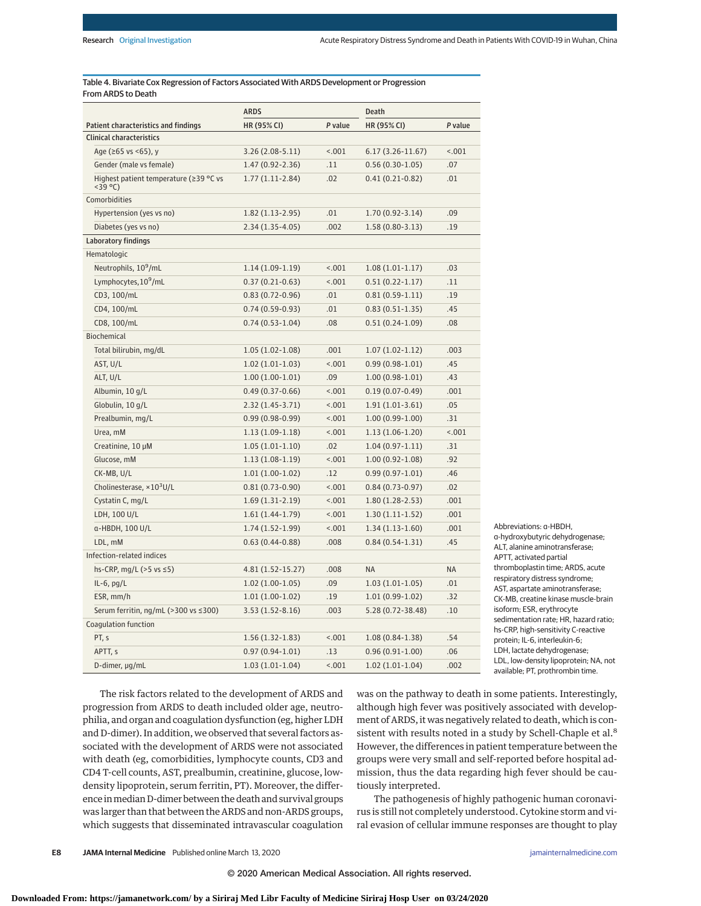Table 4. Bivariate Cox Regression of Factors Associated With ARDS Development or Progression From ARDS to Death

| Patient characteristics and findings | ARDS HR (95% CI) | ARDS P value | Death HR (95% CI) | Death P value |
|---|---|---|---|---|
| **Clinical characteristics** | | | | |
| Age (≥65 vs <65), y | 3.26 (2.08-5.11) | <.001 | 6.17 (3.26-11.67) | <.001 |
| Gender (male vs female) | 1.47 (0.92-2.36) | .11 | 0.56 (0.30-1.05) | .07 |
| Highest patient temperature (≥39 °C vs <39 °C) | 1.77 (1.11-2.84) | .02 | 0.41 (0.21-0.82) | .01 |
| **Comorbidities** | | | | |
| Hypertension (yes vs no) | 1.82 (1.13-2.95) | .01 | 1.70 (0.92-3.14) | .09 |
| Diabetes (yes vs no) | 2.34 (1.35-4.05) | .002 | 1.58 (0.80-3.13) | .19 |
| **Laboratory findings** | | | | |
| Hematologic | | | | |
| Neutrophils, $10^9$/mL | 1.14 (1.09-1.19) | <.001 | 1.08 (1.01-1.17) | .03 |
| Lymphocytes, $10^9$/mL | 0.37 (0.21-0.63) | <.001 | 0.51 (0.22-1.17) | .11 |
| CD3, 100/mL | 0.83 (0.72-0.96) | .01 | 0.81 (0.59-1.11) | .19 |
| CD4, 100/mL | 0.74 (0.59-0.93) | .01 | 0.83 (0.51-1.35) | .45 |
| CD8, 100/mL | 0.74 (0.53-1.04) | .08 | 0.51 (0.24-1.09) | .08 |
| Biochemical | | | | |
| Total bilirubin, mg/dL | 1.05 (1.02-1.08) | .001 | 1.07 (1.02-1.12) | .003 |
| AST, U/L | 1.02 (1.01-1.03) | <.001 | 0.99 (0.98-1.01) | .45 |
| ALT, U/L | 1.00 (1.00-1.01) | .09 | 1.00 (0.98-1.01) | .43 |
| Albumin, 10 g/L | 0.49 (0.37-0.66) | <.001 | 0.19 (0.07-0.49) | .001 |
| Globulin, 10 g/L | 2.32 (1.45-3.71) | <.001 | 1.91 (1.01-3.61) | .05 |
| Prealbumin, mg/L | 0.99 (0.98-0.99) | <.001 | 1.00 (0.99-1.00) | .31 |
| Urea, mM | 1.13 (1.09-1.18) | <.001 | 1.13 (1.06-1.20) | <.001 |
| Creatinine, 10 μM | 1.05 (1.01-1.10) | .02 | 1.04 (0.97-1.11) | .31 |
| Glucose, mM | 1.13 (1.08-1.19) | <.001 | 1.00 (0.92-1.08) | .92 |
| CK-MB, U/L | 1.01 (1.00-1.02) | .12 | 0.99 (0.97-1.01) | .46 |
| Cholinesterase, ×$10^3$U/L | 0.81 (0.73-0.90) | <.001 | 0.84 (0.73-0.97) | .02 |
| Cystatin C, mg/L | 1.69 (1.31-2.19) | <.001 | 1.80 (1.28-2.53) | .001 |
| LDH, 100 U/L | 1.61 (1.44-1.79) | <.001 | 1.30 (1.11-1.52) | .001 |
| α-HBDH, 100 U/L | 1.74 (1.52-1.99) | <.001 | 1.34 (1.13-1.60) | .001 |
| LDL, mM | 0.63 (0.44-0.88) | .008 | 0.84 (0.54-1.31) | .45 |
| Infection-related indices | | | | |
| hs-CRP, mg/L (>5 vs ≤5) | 4.81 (1.52-15.27) | .008 | NA | NA |
| IL-6, pg/L | 1.02 (1.00-1.05) | .09 | 1.03 (1.01-1.05) | .01 |
| ESR, mm/h | 1.01 (1.00-1.02) | .19 | 1.01 (0.99-1.02) | .32 |
| Serum ferritin, ng/mL (>300 vs ≤300) | 3.53 (1.52-8.16) | .003 | 5.28 (0.72-38.48) | .10 |
| Coagulation function | | | | |
| PT, s | 1.56 (1.32-1.83) | <.001 | 1.08 (0.84-1.38) | .54 |
| APTT, s | 0.97 (0.94-1.01) | .13 | 0.96 (0.91-1.00) | .06 |
| D-dimer, μg/mL | 1.03 (1.01-1.04) | <.001 | 1.02 (1.01-1.04) | .002 |

Abbreviations: α-HBDH, α-hydroxybutyric dehydrogenase; ALT, alanine aminotransferase; APTT, activated partial thromboplastin time; ARDS, acute respiratory distress syndrome; AST, aspartate aminotransferase; CK-MB, creatine kinase muscle-brain isoform; ESR, erythrocyte sedimentation rate; HR, hazard ratio; hs-CRP, high-sensitivity C-reactive protein; IL-6, interleukin-6; LDH, lactate dehydrogenase; LDL, low-density lipoprotein; NA, not available; PT, prothrombin time.

The risk factors related to the development of ARDS and progression from ARDS to death included older age, neutrophilia, and organ and coagulation dysfunction (eg, higher LDH and D-dimer). In addition, we observed that several factors associated with the development of ARDS were not associated with death (eg, comorbidities, lymphocyte counts, CD3 and CD4 T-cell counts, AST, prealbumin, creatinine, glucose, low-density lipoprotein, serum ferritin, PT). Moreover, the difference in median D-dimer between the death and survival groups was larger than that between the ARDS and non-ARDS groups, which suggests that disseminated intravascular coagulation was on the pathway to death in some patients. Interestingly, although high fever was positively associated with development of ARDS, it was negatively related to death, which is consistent with results noted in a study by Schell-Chaple et al.[8] However, the differences in patient temperature between the groups were very small and self-reported before hospital admission, thus the data regarding high fever should be cautiously interpreted.

The pathogenesis of highly pathogenic human coronavirus is still not completely understood. Cytokine storm and viral evasion of cellular immune responses are thought to play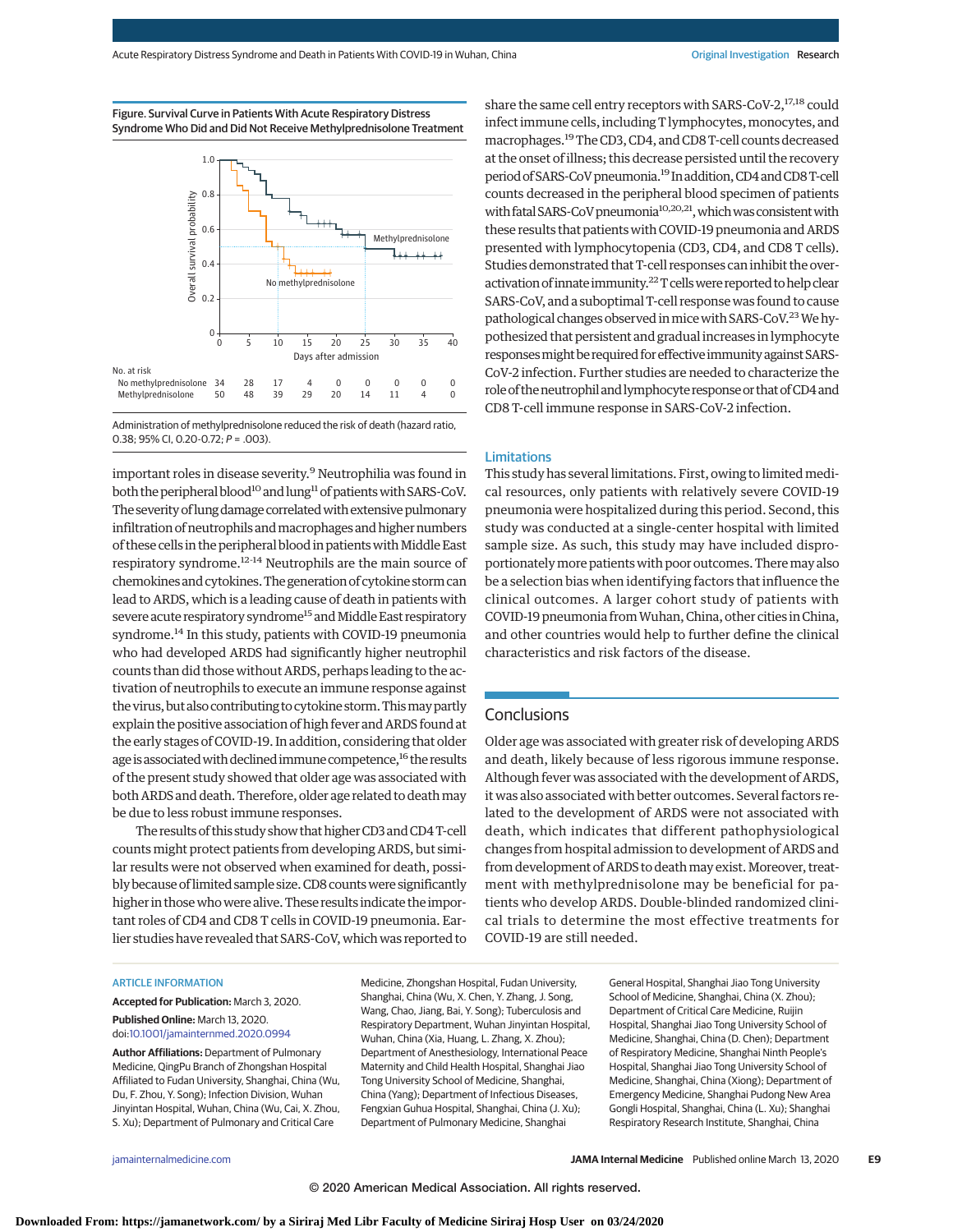Figure. Survival Curve in Patients With Acute Respiratory Distress Syndrome Who Did and Did Not Receive Methylprednisolone Treatment

1.0
0.8
0.6
0.4
0.2
0
Overall survival probability
Methylprednisolone
No methylprednisolone
0 5 10 15 20 25 30 35 40
Days after admission

No. at risk
No methylprednisolone 34 28 17 4 0 0 0 0 0
Methylprednisolone 50 48 39 29 20 14 11 4 0

Administration of methylprednisolone reduced the risk of death (hazard ratio, 0.38; 95% CI, 0.20-0.72; *P* = .003).

important roles in disease severity.[9] Neutrophilia was found in both the peripheral blood[10] and lung[11] of patients with SARS-CoV. The severity of lung damage correlated with extensive pulmonary infiltration of neutrophils and macrophages and higher numbers of these cells in the peripheral blood in patients with Middle East respiratory syndrome.[12-14] Neutrophils are the main source of chemokines and cytokines. The generation of cytokine storm can lead to ARDS, which is a leading cause of death in patients with severe acute respiratory syndrome[15] and Middle East respiratory syndrome.[14] In this study, patients with COVID-19 pneumonia who had developed ARDS had significantly higher neutrophil counts than did those without ARDS, perhaps leading to the activation of neutrophils to execute an immune response against the virus, but also contributing to cytokine storm. This may partly explain the positive association of high fever and ARDS found at the early stages of COVID-19. In addition, considering that older age is associated with declined immune competence,[16] the results of the present study showed that older age was associated with both ARDS and death. Therefore, older age related to death may be due to less robust immune responses.

The results of this study show that higher CD3 and CD4 T-cell counts might protect patients from developing ARDS, but similar results were not observed when examined for death, possibly because of limited sample size. CD8 counts were significantly higher in those who were alive. These results indicate the important roles of CD4 and CD8 T cells in COVID-19 pneumonia. Earlier studies have revealed that SARS-CoV, which was reported to share the same cell entry receptors with SARS-CoV-2,[17,18] could infect immune cells, including T lymphocytes, monocytes, and macrophages.[19] The CD3, CD4, and CD8 T-cell counts decreased at the onset of illness; this decrease persisted until the recovery period of SARS-CoV pneumonia.[19] In addition, CD4 and CD8 T-cell counts decreased in the peripheral blood specimen of patients with fatal SARS-CoV pneumonia[10,20,21], which was consistent with these results that patients with COVID-19 pneumonia and ARDS presented with lymphocytopenia (CD3, CD4, and CD8 T cells). Studies demonstrated that T-cell responses can inhibit the overactivation of innate immunity.[22] T cells were reported to help clear SARS-CoV, and a suboptimal T-cell response was found to cause pathological changes observed in mice with SARS-CoV.[23] We hypothesized that persistent and gradual increases in lymphocyte responses might be required for effective immunity against SARS-CoV-2 infection. Further studies are needed to characterize the role of the neutrophil and lymphocyte response or that of CD4 and CD8 T-cell immune response in SARS-CoV-2 infection.

## Limitations

This study has several limitations. First, owing to limited medical resources, only patients with relatively severe COVID-19 pneumonia were hospitalized during this period. Second, this study was conducted at a single-center hospital with limited sample size. As such, this study may have included disproportionately more patients with poor outcomes. There may also be a selection bias when identifying factors that influence the clinical outcomes. A larger cohort study of patients with COVID-19 pneumonia from Wuhan, China, other cities in China, and other countries would help to further define the clinical characteristics and risk factors of the disease.

## Conclusions

Older age was associated with greater risk of developing ARDS and death, likely because of less rigorous immune response. Although fever was associated with the development of ARDS, it was also associated with better outcomes. Several factors related to the development of ARDS were not associated with death, which indicates that different pathophysiological changes from hospital admission to development of ARDS and from development of ARDS to death may exist. Moreover, treatment with methylprednisolone may be beneficial for patients who develop ARDS. Double-blinded randomized clinical trials to determine the most effective treatments for COVID-19 are still needed.

ARTICLE INFORMATION

**Accepted for Publication:** March 3, 2020.

**Published Online:** March 13, 2020. doi:10.1001/jamainternmed.2020.0994

**Author Affiliations:** Department of Pulmonary Medicine, QingPu Branch of Zhongshan Hospital Affiliated to Fudan University, Shanghai, China (Wu, Du, F. Zhou, Y. Song); Infection Division, Wuhan Jinyintan Hospital, Wuhan, China (Wu, Cai, X. Zhou, S. Xu); Department of Pulmonary and Critical Care Medicine, Zhongshan Hospital, Fudan University, Shanghai, China (Wu, X. Chen, Y. Zhang, J. Song, Wang, Chao, Jiang, Bai, Y. Song); Tuberculosis and Respiratory Department, Wuhan Jinyintan Hospital, Wuhan, China (Xia, Huang, L. Zhang, X. Zhou); Department of Anesthesiology, International Peace Maternity and Child Health Hospital, Shanghai Jiao Tong University School of Medicine, Shanghai, China (Yang); Department of Infectious Diseases, Fengxian Guhua Hospital, Shanghai, China (J. Xu); Department of Pulmonary Medicine, Shanghai General Hospital, Shanghai Jiao Tong University School of Medicine, Shanghai, China (X. Zhou); Department of Critical Care Medicine, Ruijin Hospital, Shanghai Jiao Tong University School of Medicine, Shanghai, China (D. Chen); Department of Respiratory Medicine, Shanghai Ninth People's Hospital, Shanghai Jiao Tong University School of Medicine, Shanghai, China (Xiong); Department of Emergency Medicine, Shanghai Pudong New Area Gongli Hospital, Shanghai, China (L. Xu); Shanghai Respiratory Research Institute, Shanghai, China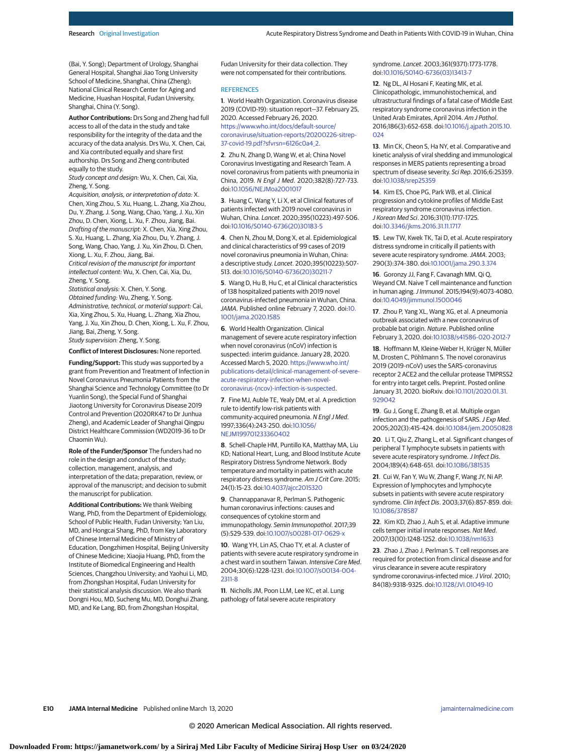(Bai, Y. Song); Department of Urology, Shanghai General Hospital, Shanghai Jiao Tong University School of Medicine, Shanghai, China (Zheng); National Clinical Research Center for Aging and Medicine, Huashan Hospital, Fudan University, Shanghai, China (Y. Song).

**Author Contributions:** Drs Song and Zheng had full access to all of the data in the study and take responsibility for the integrity of the data and the accuracy of the data analysis. Drs Wu, X. Chen, Cai, and Xia contributed equally and share first authorship. Drs Song and Zheng contributed equally to the study.
*Study concept and design:* Wu, X. Chen, Cai, Xia, Zheng, Y. Song.
*Acquisition, analysis, or interpretation of data:* X. Chen, Xing Zhou, S. Xu, Huang, L. Zhang, Xia Zhou, Du, Y. Zhang, J. Song, Wang, Chao, Yang, J. Xu, Xin Zhou, D. Chen, Xiong, L. Xu, F. Zhou, Jiang, Bai.
*Drafting of the manuscript:* X. Chen, Xia, Xing Zhou, S. Xu, Huang, L. Zhang, Xia Zhou, Du, Y. Zhang, J. Song, Wang, Chao, Yang, J. Xu, Xin Zhou, D. Chen, Xiong, L. Xu, F. Zhou, Jiang, Bai.
*Critical revision of the manuscript for important intellectual content:* Wu, X. Chen, Cai, Xia, Du, Zheng, Y. Song.
*Statistical analysis:* X. Chen, Y. Song.
*Obtained funding:* Wu, Zheng, Y. Song.
*Administrative, technical, or material support:* Cai, Xia, Xing Zhou, S. Xu, Huang, L. Zhang, Xia Zhou, Yang, J. Xu, Xin Zhou, D. Chen, Xiong, L. Xu, F. Zhou, Jiang, Bai, Zheng, Y. Song.
*Study supervision:* Zheng, Y. Song.

**Conflict of Interest Disclosures:** None reported.

**Funding/Support:** This study was supported by a grant from Prevention and Treatment of Infection in Novel Coronavirus Pneumonia Patients from the Shanghai Science and Technology Committee (to Dr Yuanlin Song), the Special Fund of Shanghai Jiaotong University for Coronavirus Disease 2019 Control and Prevention (2020RK47 to Dr Junhua Zheng), and Academic Leader of Shanghai Qingpu District Healthcare Commission (WD2019-36 to Dr Chaomin Wu).

**Role of the Funder/Sponsor** The funders had no role in the design and conduct of the study; collection, management, analysis, and interpretation of the data; preparation, review, or approval of the manuscript; and decision to submit the manuscript for publication.

**Additional Contributions:** We thank Weibing Wang, PhD, from the Department of Epidemiology, School of Public Health, Fudan University; Yan Liu, MD, and Hongcai Shang, PhD, from Key Laboratory of Chinese Internal Medicine of Ministry of Education, Dongzhimen Hospital, Beijing University of Chinese Medicine; Xiaojia Huang, PhD, from the Institute of Biomedical Engineering and Health Sciences, Changzhou University; and Yaohui Li, MD, from Zhongshan Hospital, Fudan University for their statistical analysis discussion. We also thank Dongni Hou, MD, Sucheng Mu, MD, Donghui Zhang, MD, and Ke Lang, BD, from Zhongshan Hospital, Fudan University for their data collection. They were not compensated for their contributions.

## REFERENCES

1. World Health Organization. Coronavirus disease 2019 (COVID-19): situation report—37. February 25, 2020. Accessed February 26, 2020. https://www.who.int/docs/default-source/coronaviruse/situation-reports/20200226-sitrep-37-covid-19.pdf?sfvrsn=6126c0a4_2.

2. Zhu N, Zhang D, Wang W, et al; China Novel Coronavirus Investigating and Research Team. A novel coronavirus from patients with pneumonia in China, 2019. *N Engl J Med*. 2020;382(8):727-733. doi:10.1056/NEJMoa2001017

3. Huang C, Wang Y, Li X, et al Clinical features of patients infected with 2019 novel coronavirus in Wuhan, China. *Lancet*. 2020;395(10223):497-506. doi:10.1016/S0140-6736(20)30183-5

4. Chen N, Zhou M, Dong X, et al. Epidemiological and clinical characteristics of 99 cases of 2019 novel coronavirus pneumonia in Wuhan, China: a descriptive study. *Lancet*. 2020;395(10223):507-513. doi:10.1016/S0140-6736(20)30211-7

5. Wang D, Hu B, Hu C, et al Clinical characteristics of 138 hospitalized patients with 2019 novel coronavirus-infected pneumonia in Wuhan, China. *JAMA*. Published online February 7, 2020. doi:10.1001/jama.2020.1585

6. World Health Organization. Clinical management of severe acute respiratory infection when novel coronavirus (nCoV) infection is suspected: interim guidance. January 28, 2020. Accessed March 5, 2020. https://www.who.int/publications-detail/clinical-management-of-severe-acute-respiratory-infection-when-novel-coronavirus-(ncov)-infection-is-suspected.

7. Fine MJ, Auble TE, Yealy DM, et al. A prediction rule to identify low-risk patients with community-acquired pneumonia. *N Engl J Med*. 1997;336(4):243-250. doi:10.1056/NEJM199701233360402

8. Schell-Chaple HM, Puntillo KA, Matthay MA, Liu KD; National Heart, Lung, and Blood Institute Acute Respiratory Distress Syndrome Network. Body temperature and mortality in patients with acute respiratory distress syndrome. *Am J Crit Care*. 2015;24(1):15-23. doi:10.4037/ajcc2015320

9. Channappanavar R, Perlman S. Pathogenic human coronavirus infections: causes and consequences of cytokine storm and immunopathology. *Semin Immunopathol*. 2017;39(5):529-539. doi:10.1007/s00281-017-0629-x

10. Wang YH, Lin AS, Chao TY, et al. A cluster of patients with severe acute respiratory syndrome in a chest ward in southern Taiwan. *Intensive Care Med*. 2004;30(6):1228-1231. doi:10.1007/s00134-004-2311-8

11. Nicholls JM, Poon LLM, Lee KC, et al. Lung pathology of fatal severe acute respiratory syndrome. *Lancet*. 2003;361(9371):1773-1778. doi:10.1016/S0140-6736(03)13413-7

12. Ng DL, Al Hosani F, Keating MK, et al. Clinicopathologic, immunohistochemical, and ultrastructural findings of a fatal case of Middle East respiratory syndrome coronavirus infection in the United Arab Emirates, April 2014. *Am J Pathol*. 2016;186(3):652-658. doi:10.1016/j.ajpath.2015.10.024

13. Min CK, Cheon S, Ha NY, et al. Comparative and kinetic analysis of viral shedding and immunological responses in MERS patients representing a broad spectrum of disease severity. *Sci Rep*. 2016;6:25359. doi:10.1038/srep25359

14. Kim ES, Choe PG, Park WB, et al. Clinical progression and cytokine profiles of Middle East respiratory syndrome coronavirus infection. *J Korean Med Sci*. 2016;31(11):1717-1725. doi:10.3346/jkms.2016.31.11.1717

15. Lew TW, Kwek TK, Tai D, et al. Acute respiratory distress syndrome in critically ill patients with severe acute respiratory syndrome. *JAMA*. 2003;290(3):374-380. doi:10.1001/jama.290.3.374

16. Goronzy JJ, Fang F, Cavanagh MM, Qi Q, Weyand CM. Naive T cell maintenance and function in human aging. *J Immunol*. 2015;194(9):4073-4080. doi:10.4049/jimmunol.1500046

17. Zhou P, Yang XL, Wang XG, et al. A pneumonia outbreak associated with a new coronavirus of probable bat origin. *Nature*. Published online February 3, 2020. doi:10.1038/s41586-020-2012-7

18. Hoffmann M, Kleine-Weber H, Krüger N, Müller M, Drosten C, Pöhlmann S. The novel coronavirus 2019 (2019-nCoV) uses the SARS-coronavirus receptor 2 ACE2 and the cellular protease TMPRSS2 for entry into target cells. Preprint. Posted online January 31, 2020. bioRxiv. doi:10.1101/2020.01.31.929042

19. Gu J, Gong E, Zhang B, et al. Multiple organ infection and the pathogenesis of SARS. *J Exp Med*. 2005;202(3):415-424. doi:10.1084/jem.20050828

20. Li T, Qiu Z, Zhang L, et al. Significant changes of peripheral T lymphocyte subsets in patients with severe acute respiratory syndrome. *J Infect Dis*. 2004;189(4):648-651. doi:10.1086/381535

21. Cui W, Fan Y, Wu W, Zhang F, Wang JY, Ni AP. Expression of lymphocytes and lymphocyte subsets in patients with severe acute respiratory syndrome. *Clin Infect Dis*. 2003;37(6):857-859. doi:10.1086/378587

22. Kim KD, Zhao J, Auh S, et al. Adaptive immune cells temper initial innate responses. *Nat Med*. 2007;13(10):1248-1252. doi:10.1038/nm1633

23. Zhao J, Zhao J, Perlman S. T cell responses are required for protection from clinical disease and for virus clearance in severe acute respiratory syndrome coronavirus-infected mice. *J Virol*. 2010;84(18):9318-9325. doi:10.1128/JVI.01049-10